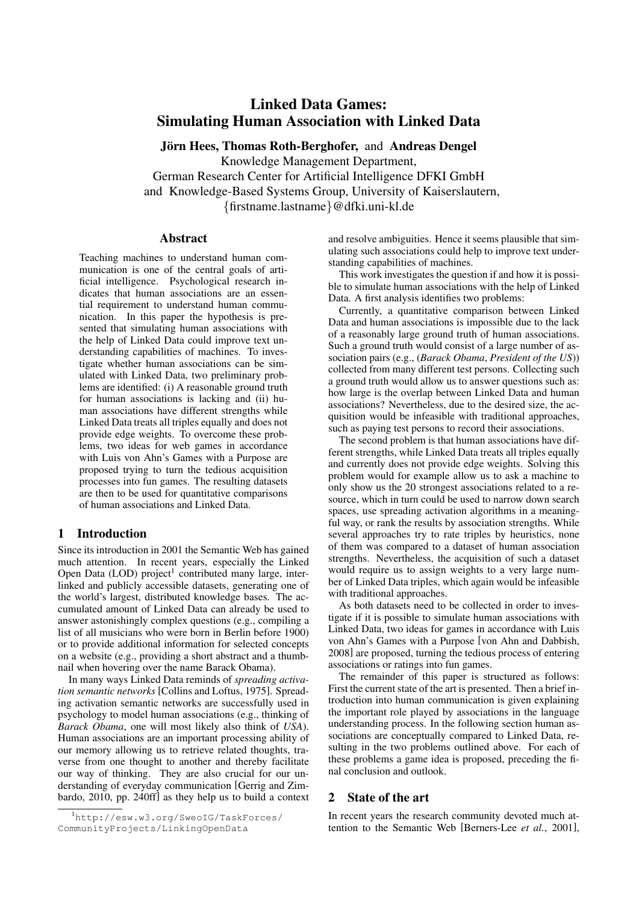# Linked Data Games: Simulating Human Association with Linked Data

**Jörn Hees, Thomas Roth-Berghofer,** and **Andreas Dengel**

Knowledge Management Department,
German Research Center for Artificial Intelligence DFKI GmbH
and Knowledge-Based Systems Group, University of Kaiserslautern,
{firstname.lastname}@dfki.uni-kl.de

## Abstract

Teaching machines to understand human communication is one of the central goals of artificial intelligence. Psychological research indicates that human associations are an essential requirement to understand human communication. In this paper the hypothesis is presented that simulating human associations with the help of Linked Data could improve text understanding capabilities of machines. To investigate whether human associations can be simulated with Linked Data, two preliminary problems are identified: (i) A reasonable ground truth for human associations is lacking and (ii) human associations have different strengths while Linked Data treats all triples equally and does not provide edge weights. To overcome these problems, two ideas for web games in accordance with Luis von Ahn's Games with a Purpose are proposed trying to turn the tedious acquisition processes into fun games. The resulting datasets are then to be used for quantitative comparisons of human associations and Linked Data.

## 1 Introduction

Since its introduction in 2001 the Semantic Web has gained much attention. In recent years, especially the Linked Open Data (LOD) project[1] contributed many large, interlinked and publicly accessible datasets, generating one of the world's largest, distributed knowledge bases. The accumulated amount of Linked Data can already be used to answer astonishingly complex questions (e.g., compiling a list of all musicians who were born in Berlin before 1900) or to provide additional information for selected concepts on a website (e.g., providing a short abstract and a thumbnail when hovering over the name Barack Obama).

In many ways Linked Data reminds of *spreading activation semantic networks* [Collins and Loftus, 1975]. Spreading activation semantic networks are successfully used in psychology to model human associations (e.g., thinking of *Barack Obama*, one will most likely also think of *USA*). Human associations are an important processing ability of our memory allowing us to retrieve related thoughts, traverse from one thought to another and thereby facilitate our way of thinking. They are also crucial for our understanding of everyday communication [Gerrig and Zimbardo, 2010, pp. 240ff] as they help us to build a context and resolve ambiguities. Hence it seems plausible that simulating such associations could help to improve text understanding capabilities of machines.

This work investigates the question if and how it is possible to simulate human associations with the help of Linked Data. A first analysis identifies two problems:

Currently, a quantitative comparison between Linked Data and human associations is impossible due to the lack of a reasonably large ground truth of human associations. Such a ground truth would consist of a large number of association pairs (e.g., (*Barack Obama*, *President of the US*)) collected from many different test persons. Collecting such a ground truth would allow us to answer questions such as: how large is the overlap between Linked Data and human associations? Nevertheless, due to the desired size, the acquisition would be infeasible with traditional approaches, such as paying test persons to record their associations.

The second problem is that human associations have different strengths, while Linked Data treats all triples equally and currently does not provide edge weights. Solving this problem would for example allow us to ask a machine to only show us the 20 strongest associations related to a resource, which in turn could be used to narrow down search spaces, use spreading activation algorithms in a meaningful way, or rank the results by association strengths. While several approaches try to rate triples by heuristics, none of them was compared to a dataset of human association strengths. Nevertheless, the acquisition of such a dataset would require us to assign weights to a very large number of Linked Data triples, which again would be infeasible with traditional approaches.

As both datasets need to be collected in order to investigate if it is possible to simulate human associations with Linked Data, two ideas for games in accordance with Luis von Ahn's Games with a Purpose [von Ahn and Dabbish, 2008] are proposed, turning the tedious process of entering associations or ratings into fun games.

The remainder of this paper is structured as follows: First the current state of the art is presented. Then a brief introduction into human communication is given explaining the important role played by associations in the language understanding process. In the following section human associations are conceptually compared to Linked Data, resulting in the two problems outlined above. For each of these problems a game idea is proposed, preceding the final conclusion and outlook.

## 2 State of the art

In recent years the research community devoted much attention to the Semantic Web [Berners-Lee *et al.*, 2001],

[1] http://esw.w3.org/SweoIG/TaskForces/CommunityProjects/LinkingOpenData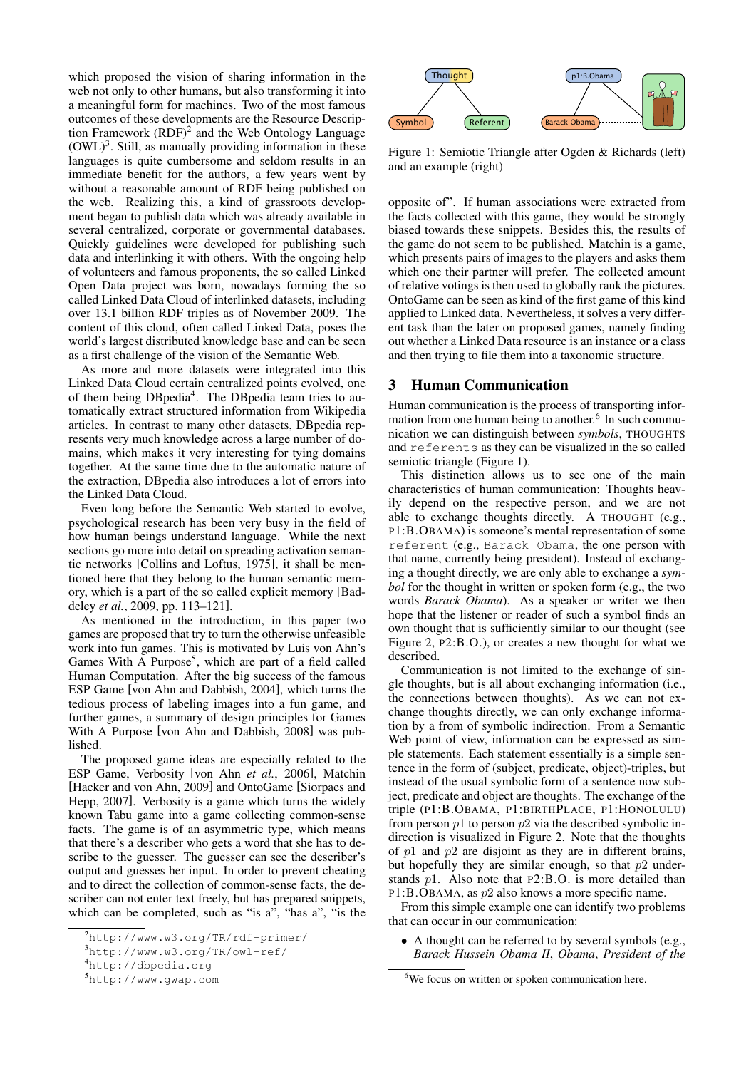which proposed the vision of sharing information in the web not only to other humans, but also transforming it into a meaningful form for machines. Two of the most famous outcomes of these developments are the Resource Description Framework (RDF)[2] and the Web Ontology Language (OWL)[3]. Still, as manually providing information in these languages is quite cumbersome and seldom results in an immediate benefit for the authors, a few years went by without a reasonable amount of RDF being published on the web. Realizing this, a kind of grassroots development began to publish data which was already available in several centralized, corporate or governmental databases. Quickly guidelines were developed for publishing such data and interlinking it with others. With the ongoing help of volunteers and famous proponents, the so called Linked Open Data project was born, nowadays forming the so called Linked Data Cloud of interlinked datasets, including over 13.1 billion RDF triples as of November 2009. The content of this cloud, often called Linked Data, poses the world's largest distributed knowledge base and can be seen as a first challenge of the vision of the Semantic Web.

As more and more datasets were integrated into this Linked Data Cloud certain centralized points evolved, one of them being DBpedia[4]. The DBpedia team tries to automatically extract structured information from Wikipedia articles. In contrast to many other datasets, DBpedia represents very much knowledge across a large number of domains, which makes it very interesting for tying domains together. At the same time due to the automatic nature of the extraction, DBpedia also introduces a lot of errors into the Linked Data Cloud.

Even long before the Semantic Web started to evolve, psychological research has been very busy in the field of how human beings understand language. While the next sections go more into detail on spreading activation semantic networks [Collins and Loftus, 1975], it shall be mentioned here that they belong to the human semantic memory, which is a part of the so called explicit memory [Baddeley *et al.*, 2009, pp. 113–121].

As mentioned in the introduction, in this paper two games are proposed that try to turn the otherwise unfeasible work into fun games. This is motivated by Luis von Ahn's Games With A Purpose[5], which are part of a field called Human Computation. After the big success of the famous ESP Game [von Ahn and Dabbish, 2004], which turns the tedious process of labeling images into a fun game, and further games, a summary of design principles for Games With A Purpose [von Ahn and Dabbish, 2008] was published.

The proposed game ideas are especially related to the ESP Game, Verbosity [von Ahn *et al.*, 2006], Matchin [Hacker and von Ahn, 2009] and OntoGame [Siorpaes and Hepp, 2007]. Verbosity is a game which turns the widely known Tabu game into a game collecting common-sense facts. The game is of an asymmetric type, which means that there's a describer who gets a word that she has to describe to the guesser. The guesser can see the describer's output and guesses her input. In order to prevent cheating and to direct the collection of common-sense facts, the describer can not enter text freely, but has prepared snippets, which can be completed, such as "is a", "has a", "is the opposite of". If human associations were extracted from the facts collected with this game, they would be strongly biased towards these snippets. Besides this, the results of the game do not seem to be published. Matchin is a game, which presents pairs of images to the players and asks them which one their partner will prefer. The collected amount of relative votings is then used to globally rank the pictures. OntoGame can be seen as kind of the first game of this kind applied to Linked data. Nevertheless, it solves a very different task than the later on proposed games, namely finding out whether a Linked Data resource is an instance or a class and then trying to file them into a taxonomic structure.

[2] http://www.w3.org/TR/rdf-primer/

[3] http://www.w3.org/TR/owl-ref/

[4] http://dbpedia.org

[5] http://www.gwap.com

Figure 1: Semiotic Triangle after Ogden & Richards (left) and an example (right)

## 3 Human Communication

Human communication is the process of transporting information from one human being to another.[6] In such communication we can distinguish between *symbols*, THOUGHTS and `referents` as they can be visualized in the so called semiotic triangle (Figure 1).

This distinction allows us to see one of the main characteristics of human communication: Thoughts heavily depend on the respective person, and we are not able to exchange thoughts directly. A THOUGHT (e.g., P1:B.OBAMA) is someone's mental representation of some `referent` (e.g., `Barack Obama`, the one person with that name, currently being president). Instead of exchanging a thought directly, we are only able to exchange a *symbol* for the thought in written or spoken form (e.g., the two words *Barack Obama*). As a speaker or writer we then hope that the listener or reader of such a symbol finds an own thought that is sufficiently similar to our thought (see Figure 2, P2:B.O.), or creates a new thought for what we described.

Communication is not limited to the exchange of single thoughts, but is all about exchanging information (i.e., the connections between thoughts). As we can not exchange thoughts directly, we can only exchange information by a from of symbolic indirection. From a Semantic Web point of view, information can be expressed as simple statements. Each statement essentially is a simple sentence in the form of (subject, predicate, object)-triples, but instead of the usual symbolic form of a sentence now subject, predicate and object are thoughts. The exchange of the triple (P1:B.OBAMA, P1:BIRTHPLACE, P1:HONOLULU) from person $p1$ to person $p2$ via the described symbolic indirection is visualized in Figure 2. Note that the thoughts of $p1$ and $p2$ are disjoint as they are in different brains, but hopefully they are similar enough, so that $p2$ understands $p1$. Also note that P2:B.O. is more detailed than P1:B.OBAMA, as $p2$ also knows a more specific name.

From this simple example one can identify two problems that can occur in our communication:

- A thought can be referred to by several symbols (e.g., *Barack Hussein Obama II*, *Obama*, *President of the*

[6] We focus on written or spoken communication here.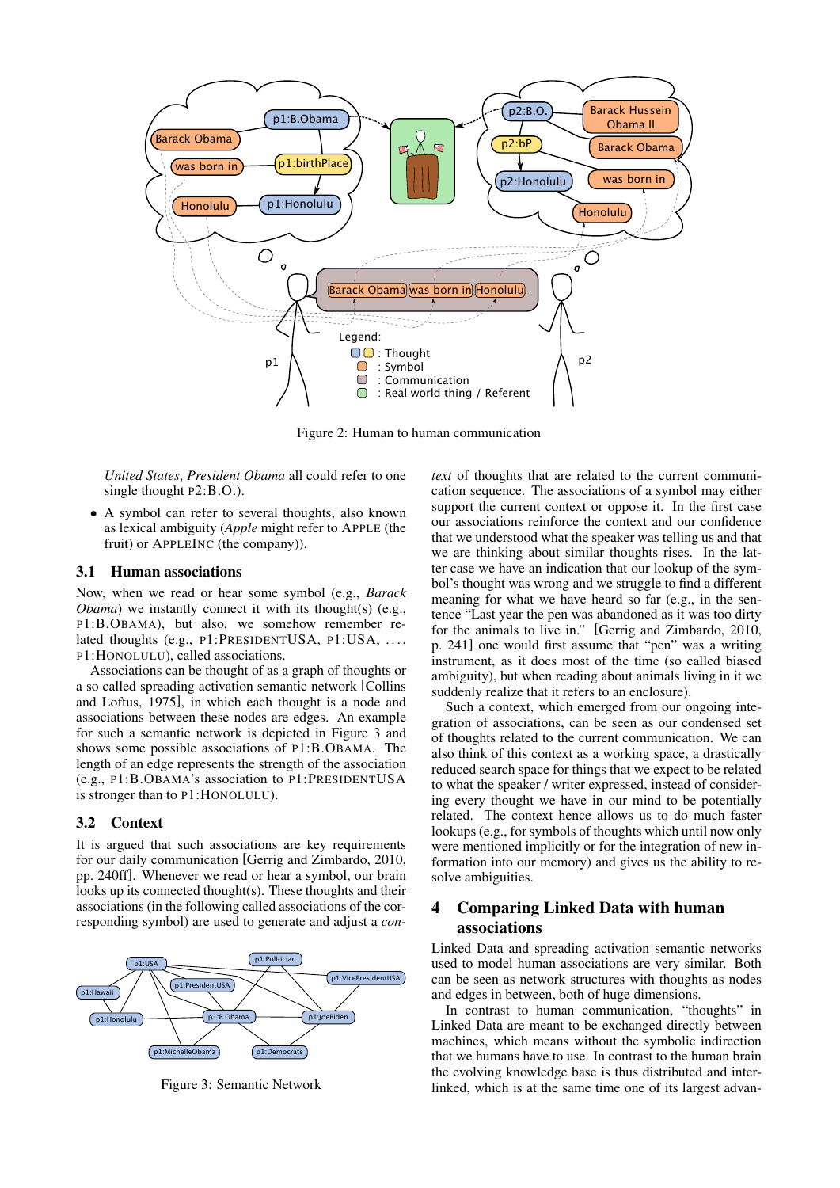Figure 2: Human to human communication

*United States*, *President Obama* all could refer to one single thought P2:B.O.).

- A symbol can refer to several thoughts, also known as lexical ambiguity (*Apple* might refer to APPLE (the fruit) or APPLEINC (the company)).

### 3.1 Human associations

Now, when we read or hear some symbol (e.g., *Barack Obama*) we instantly connect it with its thought(s) (e.g., P1:B.OBAMA), but also, we somehow remember related thoughts (e.g., P1:PRESIDENTUSA, P1:USA, ..., P1:HONOLULU), called associations.

Associations can be thought of as a graph of thoughts or a so called spreading activation semantic network [Collins and Loftus, 1975], in which each thought is a node and associations between these nodes are edges. An example for such a semantic network is depicted in Figure 3 and shows some possible associations of P1:B.OBAMA. The length of an edge represents the strength of the association (e.g., P1:B.OBAMA's association to P1:PRESIDENTUSA is stronger than to P1:HONOLULU).

### 3.2 Context

It is argued that such associations are key requirements for our daily communication [Gerrig and Zimbardo, 2010, pp. 240ff]. Whenever we read or hear a symbol, our brain looks up its connected thought(s). These thoughts and their associations (in the following called associations of the corresponding symbol) are used to generate and adjust a *context* of thoughts that are related to the current communication sequence. The associations of a symbol may either support the current context or oppose it. In the first case our associations reinforce the context and our confidence that we understood what the speaker was telling us and that we are thinking about similar thoughts rises. In the latter case we have an indication that our lookup of the symbol's thought was wrong and we struggle to find a different meaning for what we have heard so far (e.g., in the sentence "Last year the pen was abandoned as it was too dirty for the animals to live in." [Gerrig and Zimbardo, 2010, p. 241] one would first assume that "pen" was a writing instrument, as it does most of the time (so called biased ambiguity), but when reading about animals living in it we suddenly realize that it refers to an enclosure).

Such a context, which emerged from our ongoing integration of associations, can be seen as our condensed set of thoughts related to the current communication. We can also think of this context as a working space, a drastically reduced search space for things that we expect to be related to what the speaker / writer expressed, instead of considering every thought we have in our mind to be potentially related. The context hence allows us to do much faster lookups (e.g., for symbols of thoughts which until now only were mentioned implicitly or for the integration of new information into our memory) and gives us the ability to resolve ambiguities.

Figure 3: Semantic Network

## 4 Comparing Linked Data with human associations

Linked Data and spreading activation semantic networks used to model human associations are very similar. Both can be seen as network structures with thoughts as nodes and edges in between, both of huge dimensions.

In contrast to human communication, "thoughts" in Linked Data are meant to be exchanged directly between machines, which means without the symbolic indirection that we humans have to use. In contrast to the human brain the evolving knowledge base is thus distributed and interlinked, which is at the same time one of its largest advan-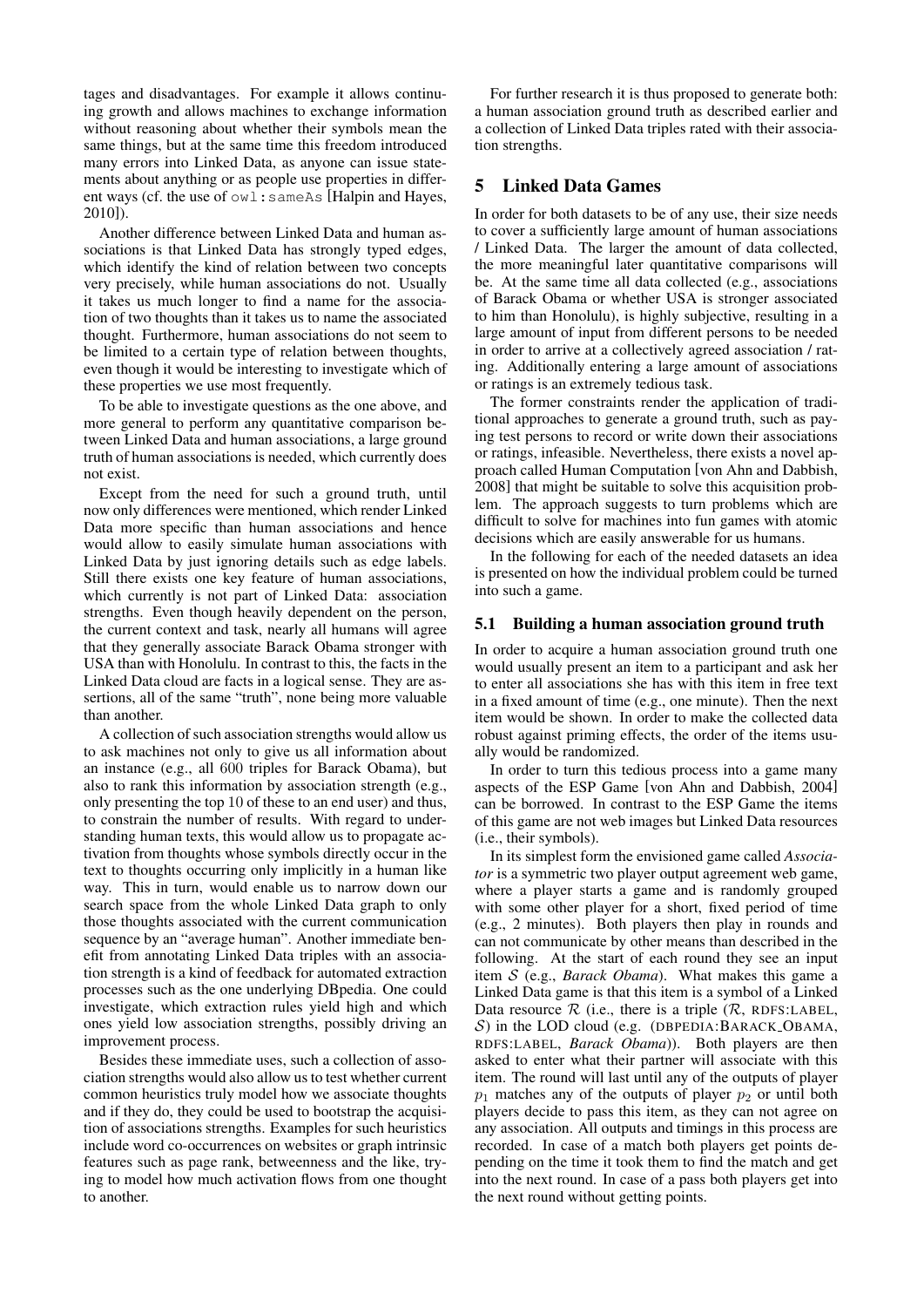tages and disadvantages. For example it allows continuing growth and allows machines to exchange information without reasoning about whether their symbols mean the same things, but at the same time this freedom introduced many errors into Linked Data, as anyone can issue statements about anything or as people use properties in different ways (cf. the use of `owl:sameAs` [Halpin and Hayes, 2010]).

Another difference between Linked Data and human associations is that Linked Data has strongly typed edges, which identify the kind of relation between two concepts very precisely, while human associations do not. Usually it takes us much longer to find a name for the association of two thoughts than it takes us to name the associated thought. Furthermore, human associations do not seem to be limited to a certain type of relation between thoughts, even though it would be interesting to investigate which of these properties we use most frequently.

To be able to investigate questions as the one above, and more general to perform any quantitative comparison between Linked Data and human associations, a large ground truth of human associations is needed, which currently does not exist.

Except from the need for such a ground truth, until now only differences were mentioned, which render Linked Data more specific than human associations and hence would allow to easily simulate human associations with Linked Data by just ignoring details such as edge labels. Still there exists one key feature of human associations, which currently is not part of Linked Data: association strengths. Even though heavily dependent on the person, the current context and task, nearly all humans will agree that they generally associate Barack Obama stronger with USA than with Honolulu. In contrast to this, the facts in the Linked Data cloud are facts in a logical sense. They are assertions, all of the same "truth", none being more valuable than another.

A collection of such association strengths would allow us to ask machines not only to give us all information about an instance (e.g., all 600 triples for Barack Obama), but also to rank this information by association strength (e.g., only presenting the top 10 of these to an end user) and thus, to constrain the number of results. With regard to understanding human texts, this would allow us to propagate activation from thoughts whose symbols directly occur in the text to thoughts occurring only implicitly in a human like way. This in turn, would enable us to narrow down our search space from the whole Linked Data graph to only those thoughts associated with the current communication sequence by an "average human". Another immediate benefit from annotating Linked Data triples with an association strength is a kind of feedback for automated extraction processes such as the one underlying DBpedia. One could investigate, which extraction rules yield high and which ones yield low association strengths, possibly driving an improvement process.

Besides these immediate uses, such a collection of association strengths would also allow us to test whether current common heuristics truly model how we associate thoughts and if they do, they could be used to bootstrap the acquisition of associations strengths. Examples for such heuristics include word co-occurrences on websites or graph intrinsic features such as page rank, betweenness and the like, trying to model how much activation flows from one thought to another.

For further research it is thus proposed to generate both: a human association ground truth as described earlier and a collection of Linked Data triples rated with their association strengths.

## 5 Linked Data Games

In order for both datasets to be of any use, their size needs to cover a sufficiently large amount of human associations / Linked Data. The larger the amount of data collected, the more meaningful later quantitative comparisons will be. At the same time all data collected (e.g., associations of Barack Obama or whether USA is stronger associated to him than Honolulu), is highly subjective, resulting in a large amount of input from different persons to be needed in order to arrive at a collectively agreed association / rating. Additionally entering a large amount of associations or ratings is an extremely tedious task.

The former constraints render the application of traditional approaches to generate a ground truth, such as paying test persons to record or write down their associations or ratings, infeasible. Nevertheless, there exists a novel approach called Human Computation [von Ahn and Dabbish, 2008] that might be suitable to solve this acquisition problem. The approach suggests to turn problems which are difficult to solve for machines into fun games with atomic decisions which are easily answerable for us humans.

In the following for each of the needed datasets an idea is presented on how the individual problem could be turned into such a game.

### 5.1 Building a human association ground truth

In order to acquire a human association ground truth one would usually present an item to a participant and ask her to enter all associations she has with this item in free text in a fixed amount of time (e.g., one minute). Then the next item would be shown. In order to make the collected data robust against priming effects, the order of the items usually would be randomized.

In order to turn this tedious process into a game many aspects of the ESP Game [von Ahn and Dabbish, 2004] can be borrowed. In contrast to the ESP Game the items of this game are not web images but Linked Data resources (i.e., their symbols).

In its simplest form the envisioned game called *Associator* is a symmetric two player output agreement web game, where a player starts a game and is randomly grouped with some other player for a short, fixed period of time (e.g., 2 minutes). Both players then play in rounds and can not communicate by other means than described in the following. At the start of each round they see an input item $\mathcal{S}$ (e.g., *Barack Obama*). What makes this game a Linked Data game is that this item is a symbol of a Linked Data resource $\mathcal{R}$ (i.e., there is a triple ($\mathcal{R}$, RDFS:LABEL, $\mathcal{S}$) in the LOD cloud (e.g. (DBPEDIA:BARACK_OBAMA, RDFS:LABEL, *Barack Obama*)). Both players are then asked to enter what their partner will associate with this item. The round will last until any of the outputs of player $p_1$ matches any of the outputs of player $p_2$ or until both players decide to pass this item, as they can not agree on any association. All outputs and timings in this process are recorded. In case of a match both players get points depending on the time it took them to find the match and get into the next round. In case of a pass both players get into the next round without getting points.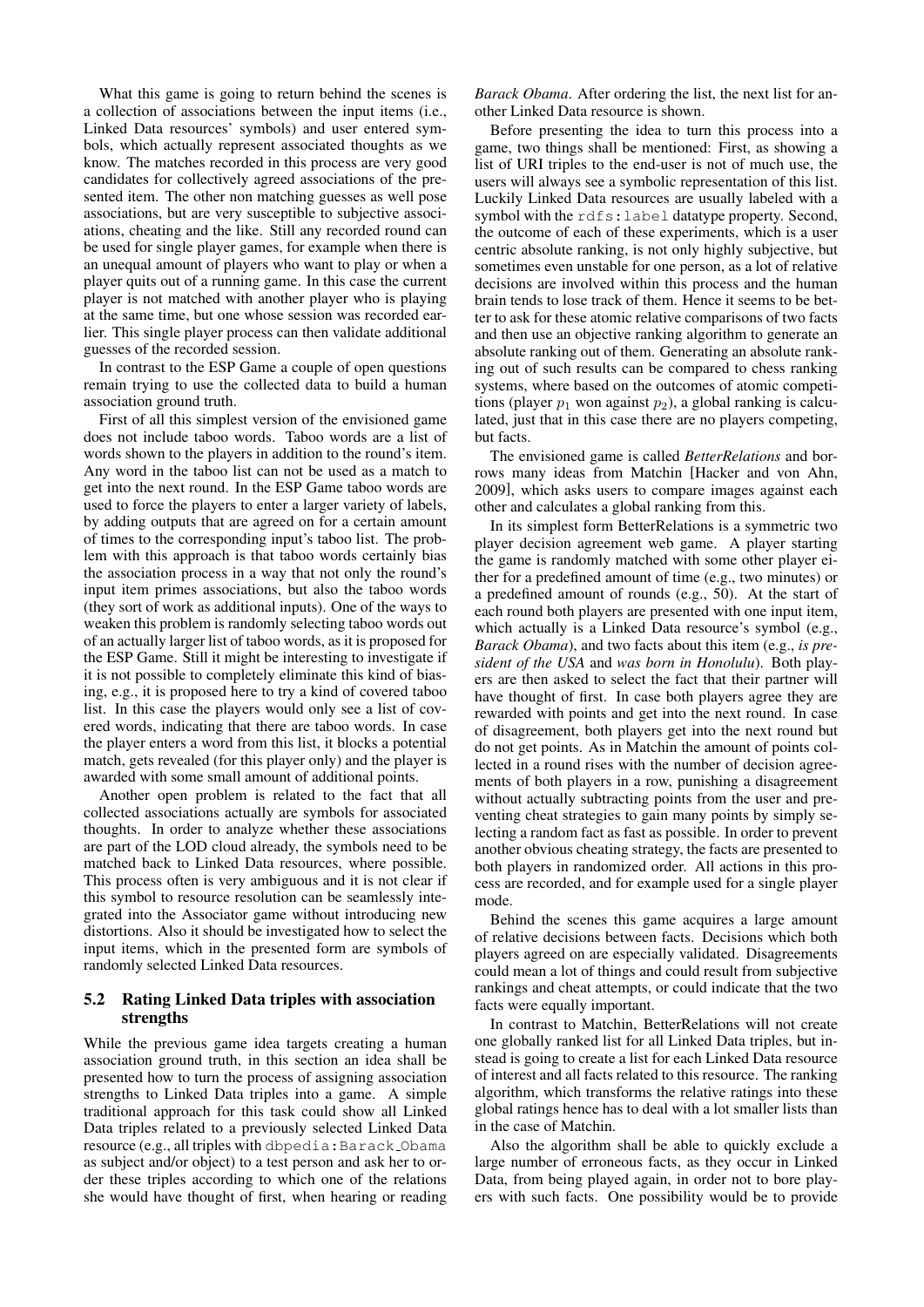What this game is going to return behind the scenes is a collection of associations between the input items (i.e., Linked Data resources' symbols) and user entered symbols, which actually represent associated thoughts as we know. The matches recorded in this process are very good candidates for collectively agreed associations of the presented item. The other non matching guesses as well pose associations, but are very susceptible to subjective associations, cheating and the like. Still any recorded round can be used for single player games, for example when there is an unequal amount of players who want to play or when a player quits out of a running game. In this case the current player is not matched with another player who is playing at the same time, but one whose session was recorded earlier. This single player process can then validate additional guesses of the recorded session.

In contrast to the ESP Game a couple of open questions remain trying to use the collected data to build a human association ground truth.

First of all this simplest version of the envisioned game does not include taboo words. Taboo words are a list of words shown to the players in addition to the round's item. Any word in the taboo list can not be used as a match to get into the next round. In the ESP Game taboo words are used to force the players to enter a larger variety of labels, by adding outputs that are agreed on for a certain amount of times to the corresponding input's taboo list. The problem with this approach is that taboo words certainly bias the association process in a way that not only the round's input item primes associations, but also the taboo words (they sort of work as additional inputs). One of the ways to weaken this problem is randomly selecting taboo words out of an actually larger list of taboo words, as it is proposed for the ESP Game. Still it might be interesting to investigate if it is not possible to completely eliminate this kind of biasing, e.g., it is proposed here to try a kind of covered taboo list. In this case the players would only see a list of covered words, indicating that there are taboo words. In case the player enters a word from this list, it blocks a potential match, gets revealed (for this player only) and the player is awarded with some small amount of additional points.

Another open problem is related to the fact that all collected associations actually are symbols for associated thoughts. In order to analyze whether these associations are part of the LOD cloud already, the symbols need to be matched back to Linked Data resources, where possible. This process often is very ambiguous and it is not clear if this symbol to resource resolution can be seamlessly integrated into the Associator game without introducing new distortions. Also it should be investigated how to select the input items, which in the presented form are symbols of randomly selected Linked Data resources.

### 5.2 Rating Linked Data triples with association strengths

While the previous game idea targets creating a human association ground truth, in this section an idea shall be presented how to turn the process of assigning association strengths to Linked Data triples into a game. A simple traditional approach for this task could show all Linked Data triples related to a previously selected Linked Data resource (e.g., all triples with `dbpedia:Barack_Obama` as subject and/or object) to a test person and ask her to order these triples according to which one of the relations she would have thought of first, when hearing or reading *Barack Obama*. After ordering the list, the next list for another Linked Data resource is shown.

Before presenting the idea to turn this process into a game, two things shall be mentioned: First, as showing a list of URI triples to the end-user is not of much use, the users will always see a symbolic representation of this list. Luckily Linked Data resources are usually labeled with a symbol with the `rdfs:label` datatype property. Second, the outcome of each of these experiments, which is a user centric absolute ranking, is not only highly subjective, but sometimes even unstable for one person, as a lot of relative decisions are involved within this process and the human brain tends to lose track of them. Hence it seems to be better to ask for these atomic relative comparisons of two facts and then use an objective ranking algorithm to generate an absolute ranking out of them. Generating an absolute ranking out of such results can be compared to chess ranking systems, where based on the outcomes of atomic competitions (player $p_1$ won against $p_2$), a global ranking is calculated, just that in this case there are no players competing, but facts.

The envisioned game is called *BetterRelations* and borrows many ideas from Matchin [Hacker and von Ahn, 2009], which asks users to compare images against each other and calculates a global ranking from this.

In its simplest form BetterRelations is a symmetric two player decision agreement web game. A player starting the game is randomly matched with some other player either for a predefined amount of time (e.g., two minutes) or a predefined amount of rounds (e.g., 50). At the start of each round both players are presented with one input item, which actually is a Linked Data resource's symbol (e.g., *Barack Obama*), and two facts about this item (e.g., *is president of the USA* and *was born in Honolulu*). Both players are then asked to select the fact that their partner will have thought of first. In case both players agree they are rewarded with points and get into the next round. In case of disagreement, both players get into the next round but do not get points. As in Matchin the amount of points collected in a round rises with the number of decision agreements of both players in a row, punishing a disagreement without actually subtracting points from the user and preventing cheat strategies to gain many points by simply selecting a random fact as fast as possible. In order to prevent another obvious cheating strategy, the facts are presented to both players in randomized order. All actions in this process are recorded, and for example used for a single player mode.

Behind the scenes this game acquires a large amount of relative decisions between facts. Decisions which both players agreed on are especially validated. Disagreements could mean a lot of things and could result from subjective rankings and cheat attempts, or could indicate that the two facts were equally important.

In contrast to Matchin, BetterRelations will not create one globally ranked list for all Linked Data triples, but instead is going to create a list for each Linked Data resource of interest and all facts related to this resource. The ranking algorithm, which transforms the relative ratings into these global ratings hence has to deal with a lot smaller lists than in the case of Matchin.

Also the algorithm shall be able to quickly exclude a large number of erroneous facts, as they occur in Linked Data, from being played again, in order not to bore players with such facts. One possibility would be to provide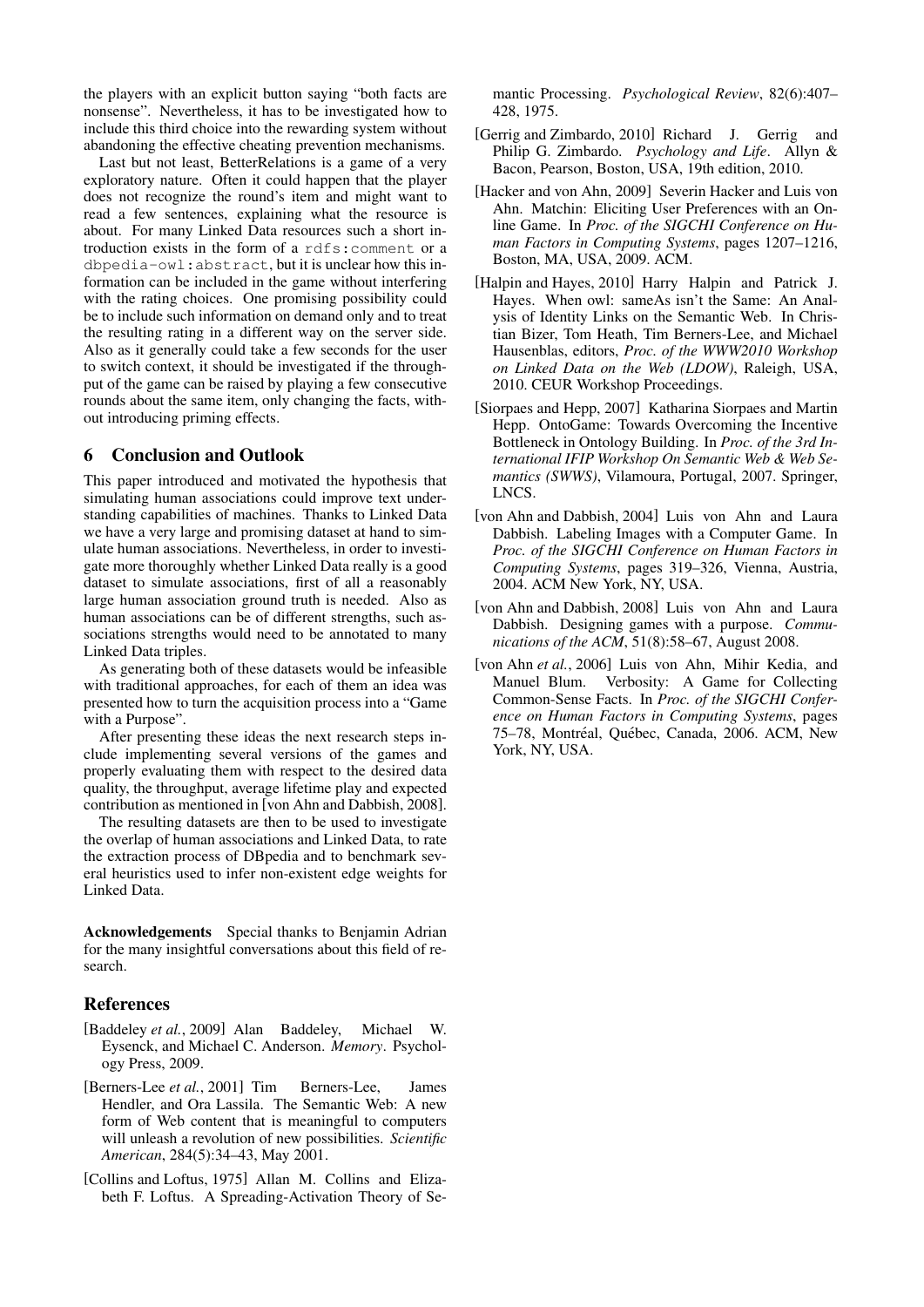the players with an explicit button saying "both facts are nonsense". Nevertheless, it has to be investigated how to include this third choice into the rewarding system without abandoning the effective cheating prevention mechanisms.

Last but not least, BetterRelations is a game of a very exploratory nature. Often it could happen that the player does not recognize the round's item and might want to read a few sentences, explaining what the resource is about. For many Linked Data resources such a short introduction exists in the form of a `rdfs:comment` or a `dbpedia-owl:abstract`, but it is unclear how this information can be included in the game without interfering with the rating choices. One promising possibility could be to include such information on demand only and to treat the resulting rating in a different way on the server side. Also as it generally could take a few seconds for the user to switch context, it should be investigated if the throughput of the game can be raised by playing a few consecutive rounds about the same item, only changing the facts, without introducing priming effects.

## 6 Conclusion and Outlook

This paper introduced and motivated the hypothesis that simulating human associations could improve text understanding capabilities of machines. Thanks to Linked Data we have a very large and promising dataset at hand to simulate human associations. Nevertheless, in order to investigate more thoroughly whether Linked Data really is a good dataset to simulate associations, first of all a reasonably large human association ground truth is needed. Also as human associations can be of different strengths, such associations strengths would need to be annotated to many Linked Data triples.

As generating both of these datasets would be infeasible with traditional approaches, for each of them an idea was presented how to turn the acquisition process into a "Game with a Purpose".

After presenting these ideas the next research steps include implementing several versions of the games and properly evaluating them with respect to the desired data quality, the throughput, average lifetime play and expected contribution as mentioned in [von Ahn and Dabbish, 2008].

The resulting datasets are then to be used to investigate the overlap of human associations and Linked Data, to rate the extraction process of DBpedia and to benchmark several heuristics used to infer non-existent edge weights for Linked Data.

**Acknowledgements** Special thanks to Benjamin Adrian for the many insightful conversations about this field of research.

## References

[Baddeley *et al.*, 2009] Alan Baddeley, Michael W. Eysenck, and Michael C. Anderson. *Memory*. Psychology Press, 2009.

[Berners-Lee *et al.*, 2001] Tim Berners-Lee, James Hendler, and Ora Lassila. The Semantic Web: A new form of Web content that is meaningful to computers will unleash a revolution of new possibilities. *Scientific American*, 284(5):34–43, May 2001.

[Collins and Loftus, 1975] Allan M. Collins and Elizabeth F. Loftus. A Spreading-Activation Theory of Semantic Processing. *Psychological Review*, 82(6):407–428, 1975.

[Gerrig and Zimbardo, 2010] Richard J. Gerrig and Philip G. Zimbardo. *Psychology and Life*. Allyn & Bacon, Pearson, Boston, USA, 19th edition, 2010.

[Hacker and von Ahn, 2009] Severin Hacker and Luis von Ahn. Matchin: Eliciting User Preferences with an Online Game. In *Proc. of the SIGCHI Conference on Human Factors in Computing Systems*, pages 1207–1216, Boston, MA, USA, 2009. ACM.

[Halpin and Hayes, 2010] Harry Halpin and Patrick J. Hayes. When owl: sameAs isn't the Same: An Analysis of Identity Links on the Semantic Web. In Christian Bizer, Tom Heath, Tim Berners-Lee, and Michael Hausenblas, editors, *Proc. of the WWW2010 Workshop on Linked Data on the Web (LDOW)*, Raleigh, USA, 2010. CEUR Workshop Proceedings.

[Siorpaes and Hepp, 2007] Katharina Siorpaes and Martin Hepp. OntoGame: Towards Overcoming the Incentive Bottleneck in Ontology Building. In *Proc. of the 3rd International IFIP Workshop On Semantic Web & Web Semantics (SWWS)*, Vilamoura, Portugal, 2007. Springer, LNCS.

[von Ahn and Dabbish, 2004] Luis von Ahn and Laura Dabbish. Labeling Images with a Computer Game. In *Proc. of the SIGCHI Conference on Human Factors in Computing Systems*, pages 319–326, Vienna, Austria, 2004. ACM New York, NY, USA.

[von Ahn and Dabbish, 2008] Luis von Ahn and Laura Dabbish. Designing games with a purpose. *Communications of the ACM*, 51(8):58–67, August 2008.

[von Ahn *et al.*, 2006] Luis von Ahn, Mihir Kedia, and Manuel Blum. Verbosity: A Game for Collecting Common-Sense Facts. In *Proc. of the SIGCHI Conference on Human Factors in Computing Systems*, pages 75–78, Montréal, Québec, Canada, 2006. ACM, New York, NY, USA.